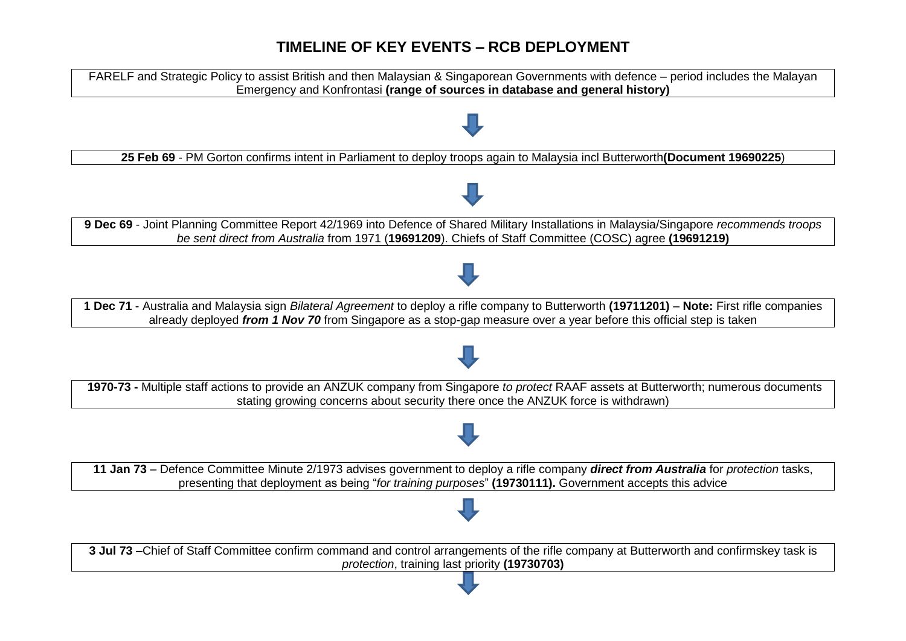# TIMELINE OF KEY EVENTS – RCB DEPLOYMENT

FARELF and Strategic Policy to assist British and then Malaysian & Singaporean Governments with defence – period includes the Malayan Emergency and Konfrontasi **(range of sources in database and general history)**

**25 Feb 69** - PM Gorton confirms intent in Parliament to deploy troops again to Malaysia incl Butterworth**(Document 19690225**)

**9 Dec 69** - Joint Planning Committee Report 42/1969 into Defence of Shared Military Installations in Malaysia/Singapore *recommends troops be sent direct from Australia* from 1971 (**19691209**). Chiefs of Staff Committee (COSC) agree **(19691219)**

**1 Dec 71** - Australia and Malaysia sign *Bilateral Agreement* to deploy a rifle company to Butterworth **(19711201)** – **Note:** First rifle companies already deployed ***from 1 Nov 70*** from Singapore as a stop-gap measure over a year before this official step is taken

**1970-73 -** Multiple staff actions to provide an ANZUK company from Singapore *to protect* RAAF assets at Butterworth; numerous documents stating growing concerns about security there once the ANZUK force is withdrawn)

**11 Jan 73** – Defence Committee Minute 2/1973 advises government to deploy a rifle company ***direct from Australia*** for *protection* tasks, presenting that deployment as being "*for training purposes*" **(19730111).** Government accepts this advice

**3 Jul 73 –**Chief of Staff Committee confirm command and control arrangements of the rifle company at Butterworth and confirmskey task is *protection*, training last priority **(19730703)**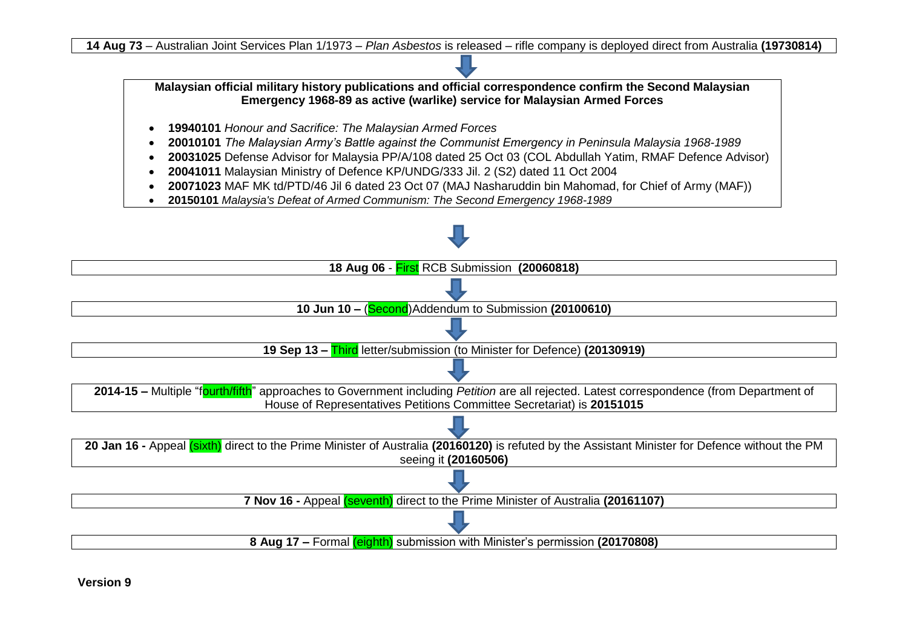**14 Aug 73** – Australian Joint Services Plan 1/1973 – *Plan Asbestos* is released – rifle company is deployed direct from Australia **(19730814)**

**Malaysian official military history publications and official correspondence confirm the Second Malaysian Emergency 1968-89 as active (warlike) service for Malaysian Armed Forces**

- **19940101** *Honour and Sacrifice: The Malaysian Armed Forces*
- **20010101** *The Malaysian Army's Battle against the Communist Emergency in Peninsula Malaysia 1968-1989*
- **20031025** Defense Advisor for Malaysia PP/A/108 dated 25 Oct 03 (COL Abdullah Yatim, RMAF Defence Advisor)
- **20041011** Malaysian Ministry of Defence KP/UNDG/333 Jil. 2 (S2) dated 11 Oct 2004
- **20071023** MAF MK td/PTD/46 Jil 6 dated 23 Oct 07 (MAJ Nasharuddin bin Mahomad, for Chief of Army (MAF))
- **20150101** *Malaysia's Defeat of Armed Communism: The Second Emergency 1968-1989*

**18 Aug 06** - First RCB Submission **(20060818)**

**10 Jun 10 –** (Second)Addendum to Submission **(20100610)**

**19 Sep 13 –** Third letter/submission (to Minister for Defence) **(20130919)**

**2014-15 –** Multiple "fourth/fifth" approaches to Government including *Petition* are all rejected. Latest correspondence (from Department of House of Representatives Petitions Committee Secretariat) is **20151015**

**20 Jan 16 -** Appeal (sixth) direct to the Prime Minister of Australia **(20160120)** is refuted by the Assistant Minister for Defence without the PM seeing it **(20160506)**

**7 Nov 16 -** Appeal (seventh) direct to the Prime Minister of Australia **(20161107)**

**8 Aug 17 –** Formal (eighth) submission with Minister's permission **(20170808)**

**Version 9**